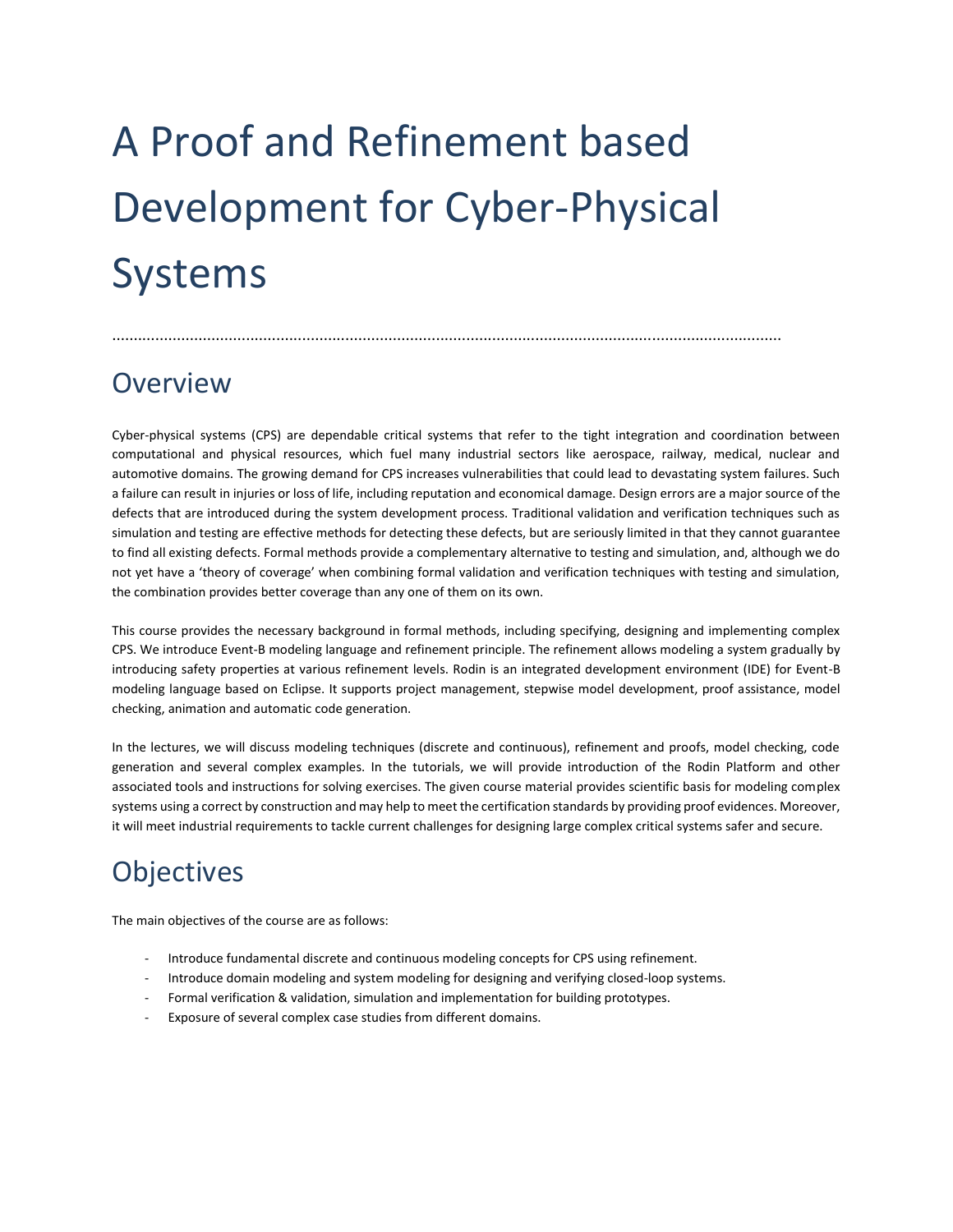# A Proof and Refinement based Development for Cyber-Physical Systems

## Overview

Cyber-physical systems (CPS) are dependable critical systems that refer to the tight integration and coordination between computational and physical resources, which fuel many industrial sectors like aerospace, railway, medical, nuclear and automotive domains. The growing demand for CPS increases vulnerabilities that could lead to devastating system failures. Such a failure can result in injuries or loss of life, including reputation and economical damage. Design errors are a major source of the defects that are introduced during the system development process. Traditional validation and verification techniques such as simulation and testing are effective methods for detecting these defects, but are seriously limited in that they cannot guarantee to find all existing defects. Formal methods provide a complementary alternative to testing and simulation, and, although we do not yet have a 'theory of coverage' when combining formal validation and verification techniques with testing and simulation, the combination provides better coverage than any one of them on its own.

This course provides the necessary background in formal methods, including specifying, designing and implementing complex CPS. We introduce Event-B modeling language and refinement principle. The refinement allows modeling a system gradually by introducing safety properties at various refinement levels. Rodin is an integrated development environment (IDE) for Event-B modeling language based on Eclipse. It supports project management, stepwise model development, proof assistance, model checking, animation and automatic code generation.

In the lectures, we will discuss modeling techniques (discrete and continuous), refinement and proofs, model checking, code generation and several complex examples. In the tutorials, we will provide introduction of the Rodin Platform and other associated tools and instructions for solving exercises. The given course material provides scientific basis for modeling complex systems using a correct by construction and may help to meet the certification standards by providing proof evidences. Moreover, it will meet industrial requirements to tackle current challenges for designing large complex critical systems safer and secure.

## Objectives

The main objectives of the course are as follows:

- Introduce fundamental discrete and continuous modeling concepts for CPS using refinement.
- Introduce domain modeling and system modeling for designing and verifying closed-loop systems.
- Formal verification & validation, simulation and implementation for building prototypes.
- Exposure of several complex case studies from different domains.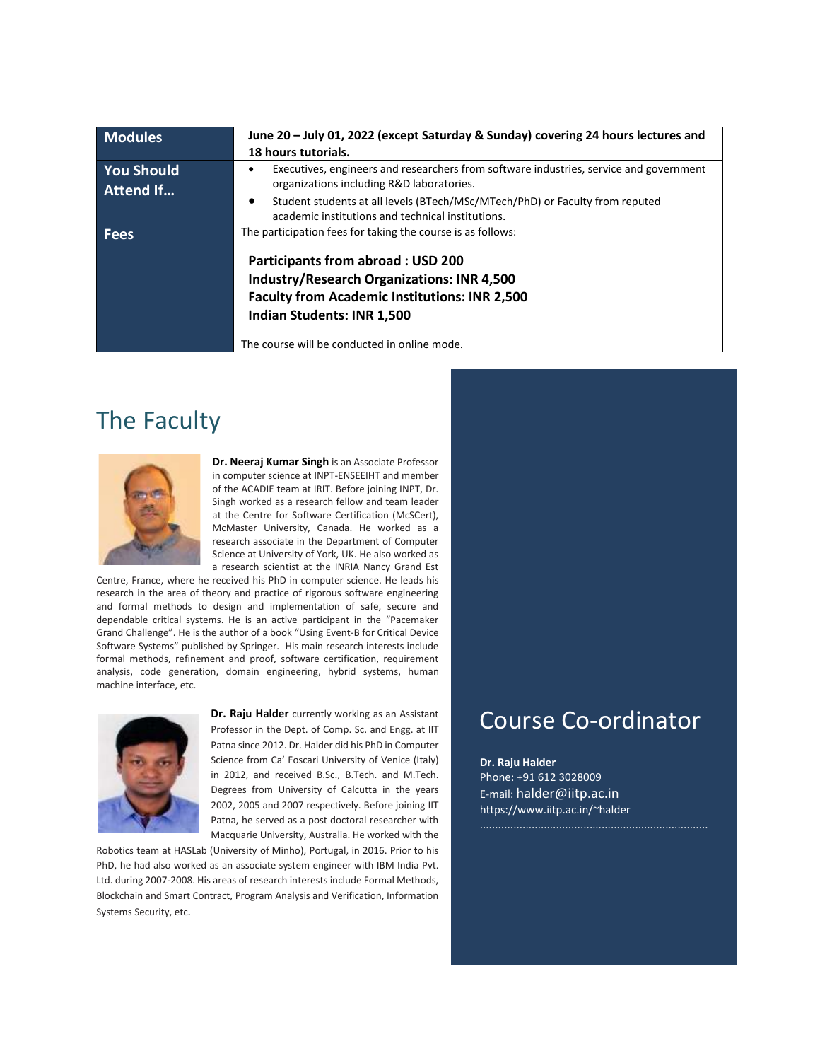| Modules | June 20 – July 01, 2022 (except Saturday & Sunday) covering 24 hours lectures and 18 hours tutorials. |
|---|---|
| You Should Attend If… | • Executives, engineers and researchers from software industries, service and government organizations including R&D laboratories.<br>• Student students at all levels (BTech/MSc/MTech/PhD) or Faculty from reputed academic institutions and technical institutions. |
| Fees | The participation fees for taking the course is as follows:<br><br>**Participants from abroad : USD 200**<br>**Industry/Research Organizations: INR 4,500**<br>**Faculty from Academic Institutions: INR 2,500**<br>**Indian Students: INR 1,500**<br><br>The course will be conducted in online mode. |

## The Faculty

**Dr. Neeraj Kumar Singh** is an Associate Professor in computer science at INPT-ENSEEIHT and member of the ACADIE team at IRIT. Before joining INPT, Dr. Singh worked as a research fellow and team leader at the Centre for Software Certification (McSCert), McMaster University, Canada. He worked as a research associate in the Department of Computer Science at University of York, UK. He also worked as a research scientist at the INRIA Nancy Grand Est Centre, France, where he received his PhD in computer science. He leads his research in the area of theory and practice of rigorous software engineering and formal methods to design and implementation of safe, secure and dependable critical systems. He is an active participant in the "Pacemaker Grand Challenge". He is the author of a book "Using Event-B for Critical Device Software Systems" published by Springer. His main research interests include formal methods, refinement and proof, software certification, requirement analysis, code generation, domain engineering, hybrid systems, human machine interface, etc.

**Dr. Raju Halder** currently working as an Assistant Professor in the Dept. of Comp. Sc. and Engg. at IIT Patna since 2012. Dr. Halder did his PhD in Computer Science from Ca' Foscari University of Venice (Italy) in 2012, and received B.Sc., B.Tech. and M.Tech. Degrees from University of Calcutta in the years 2002, 2005 and 2007 respectively. Before joining IIT Patna, he served as a post doctoral researcher with Macquarie University, Australia. He worked with the Robotics team at HASLab (University of Minho), Portugal, in 2016. Prior to his PhD, he had also worked as an associate system engineer with IBM India Pvt. Ltd. during 2007-2008. His areas of research interests include Formal Methods, Blockchain and Smart Contract, Program Analysis and Verification, Information Systems Security, etc.

## Course Co-ordinator

**Dr. Raju Halder**
Phone: +91 612 3028009
E-mail: halder@iitp.ac.in
https://www.iitp.ac.in/~halder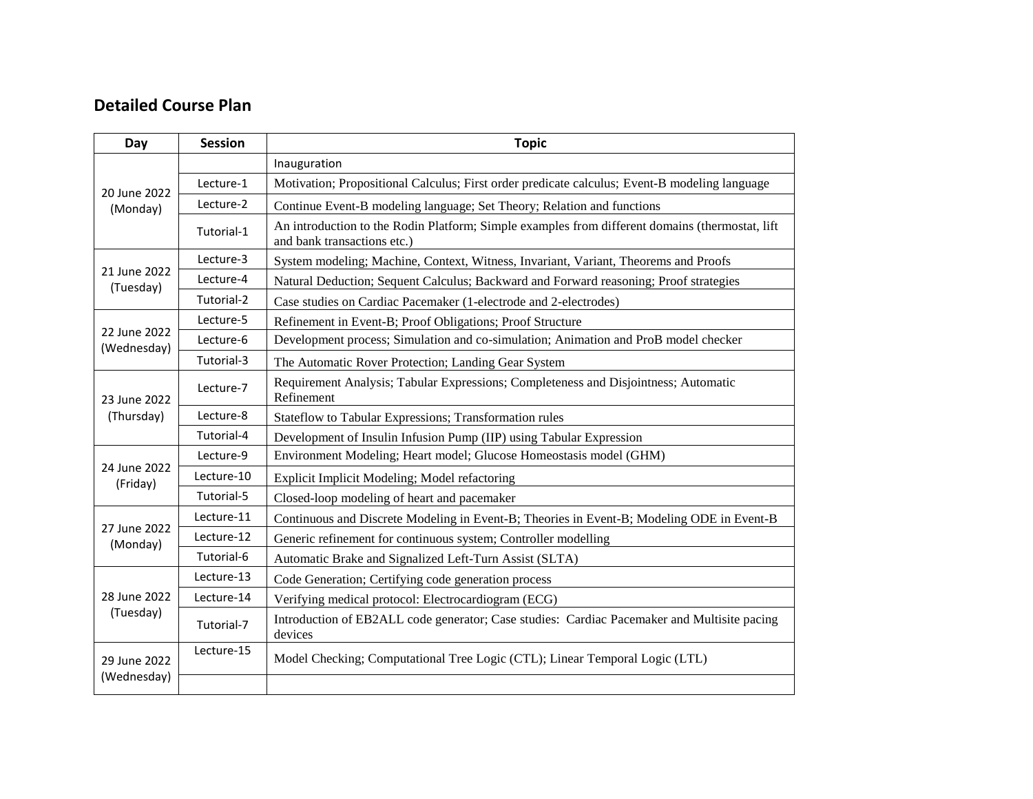## Detailed Course Plan

| Day | Session | Topic |
|---|---|---|
| 20 June 2022 (Monday) | | Inauguration |
| | Lecture-1 | Motivation; Propositional Calculus; First order predicate calculus; Event-B modeling language |
| | Lecture-2 | Continue Event-B modeling language; Set Theory; Relation and functions |
| | Tutorial-1 | An introduction to the Rodin Platform; Simple examples from different domains (thermostat, lift and bank transactions etc.) |
| 21 June 2022 (Tuesday) | Lecture-3 | System modeling; Machine, Context, Witness, Invariant, Variant, Theorems and Proofs |
| | Lecture-4 | Natural Deduction; Sequent Calculus; Backward and Forward reasoning; Proof strategies |
| | Tutorial-2 | Case studies on Cardiac Pacemaker (1-electrode and 2-electrodes) |
| 22 June 2022 (Wednesday) | Lecture-5 | Refinement in Event-B; Proof Obligations; Proof Structure |
| | Lecture-6 | Development process; Simulation and co-simulation; Animation and ProB model checker |
| | Tutorial-3 | The Automatic Rover Protection; Landing Gear System |
| 23 June 2022 (Thursday) | Lecture-7 | Requirement Analysis; Tabular Expressions; Completeness and Disjointness; Automatic Refinement |
| | Lecture-8 | Stateflow to Tabular Expressions; Transformation rules |
| | Tutorial-4 | Development of Insulin Infusion Pump (IIP) using Tabular Expression |
| 24 June 2022 (Friday) | Lecture-9 | Environment Modeling; Heart model; Glucose Homeostasis model (GHM) |
| | Lecture-10 | Explicit Implicit Modeling; Model refactoring |
| | Tutorial-5 | Closed-loop modeling of heart and pacemaker |
| 27 June 2022 (Monday) | Lecture-11 | Continuous and Discrete Modeling in Event-B; Theories in Event-B; Modeling ODE in Event-B |
| | Lecture-12 | Generic refinement for continuous system; Controller modelling |
| | Tutorial-6 | Automatic Brake and Signalized Left-Turn Assist (SLTA) |
| 28 June 2022 (Tuesday) | Lecture-13 | Code Generation; Certifying code generation process |
| | Lecture-14 | Verifying medical protocol: Electrocardiogram (ECG) |
| | Tutorial-7 | Introduction of EB2ALL code generator; Case studies: Cardiac Pacemaker and Multisite pacing devices |
| 29 June 2022 (Wednesday) | Lecture-15 | Model Checking; Computational Tree Logic (CTL); Linear Temporal Logic (LTL) |
| | | |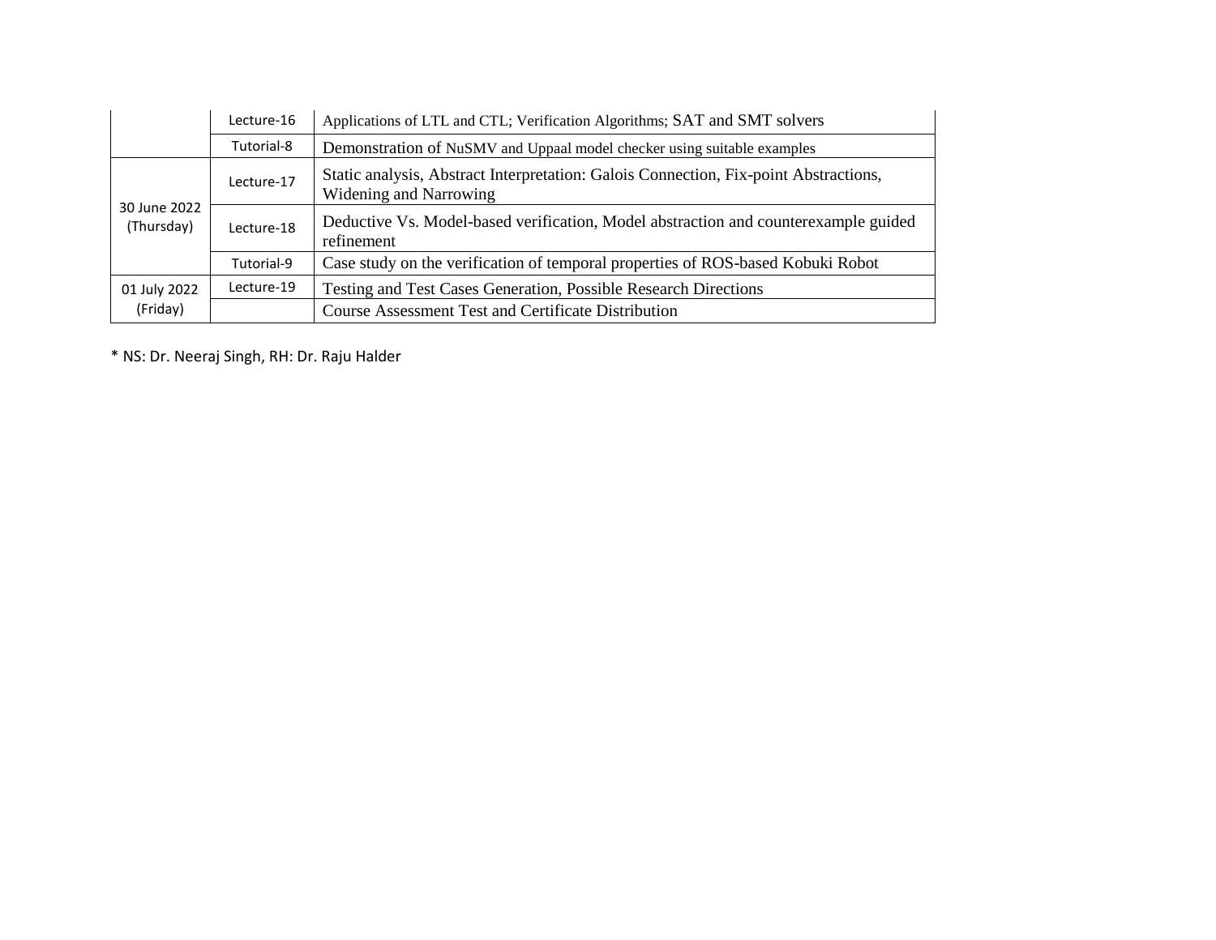| | | |
|---|---|---|
| | Lecture-16 | Applications of LTL and CTL; Verification Algorithms; SAT and SMT solvers |
| | Tutorial-8 | Demonstration of NuSMV and Uppaal model checker using suitable examples |
| 30 June 2022 (Thursday) | Lecture-17 | Static analysis, Abstract Interpretation: Galois Connection, Fix-point Abstractions, Widening and Narrowing |
| | Lecture-18 | Deductive Vs. Model-based verification, Model abstraction and counterexample guided refinement |
| | Tutorial-9 | Case study on the verification of temporal properties of ROS-based Kobuki Robot |
| 01 July 2022 (Friday) | Lecture-19 | Testing and Test Cases Generation, Possible Research Directions |
| | | Course Assessment Test and Certificate Distribution |

* NS: Dr. Neeraj Singh, RH: Dr. Raju Halder